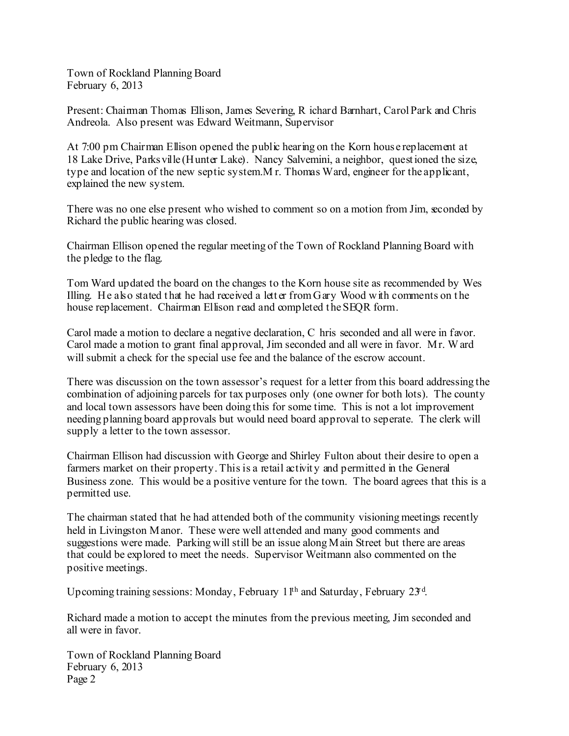Town of Rockland Planning Board
February 6, 2013

Present: Chairman Thomas Ellison, James Severing, Richard Barnhart, Carol Park and Chris Andreola. Also present was Edward Weitmann, Supervisor

At 7:00 pm Chairman Ellison opened the public hearing on the Korn house replacement at 18 Lake Drive, Parksville (Hunter Lake). Nancy Salvemini, a neighbor, questioned the size, type and location of the new septic system. Mr. Thomas Ward, engineer for the applicant, explained the new system.

There was no one else present who wished to comment so on a motion from Jim, seconded by Richard the public hearing was closed.

Chairman Ellison opened the regular meeting of the Town of Rockland Planning Board with the pledge to the flag.

Tom Ward updated the board on the changes to the Korn house site as recommended by Wes Illing. He also stated that he had received a letter from Gary Wood with comments on the house replacement. Chairman Ellison read and completed the SEQR form.

Carol made a motion to declare a negative declaration, Chris seconded and all were in favor. Carol made a motion to grant final approval, Jim seconded and all were in favor. Mr. Ward will submit a check for the special use fee and the balance of the escrow account.

There was discussion on the town assessor's request for a letter from this board addressing the combination of adjoining parcels for tax purposes only (one owner for both lots). The county and local town assessors have been doing this for some time. This is not a lot improvement needing planning board approvals but would need board approval to seperate. The clerk will supply a letter to the town assessor.

Chairman Ellison had discussion with George and Shirley Fulton about their desire to open a farmers market on their property. This is a retail activity and permitted in the General Business zone. This would be a positive venture for the town. The board agrees that this is a permitted use.

The chairman stated that he had attended both of the community visioning meetings recently held in Livingston Manor. These were well attended and many good comments and suggestions were made. Parking will still be an issue along Main Street but there are areas that could be explored to meet the needs. Supervisor Weitmann also commented on the positive meetings.

Upcoming training sessions: Monday, February 11th and Saturday, February 23rd.

Richard made a motion to accept the minutes from the previous meeting, Jim seconded and all were in favor.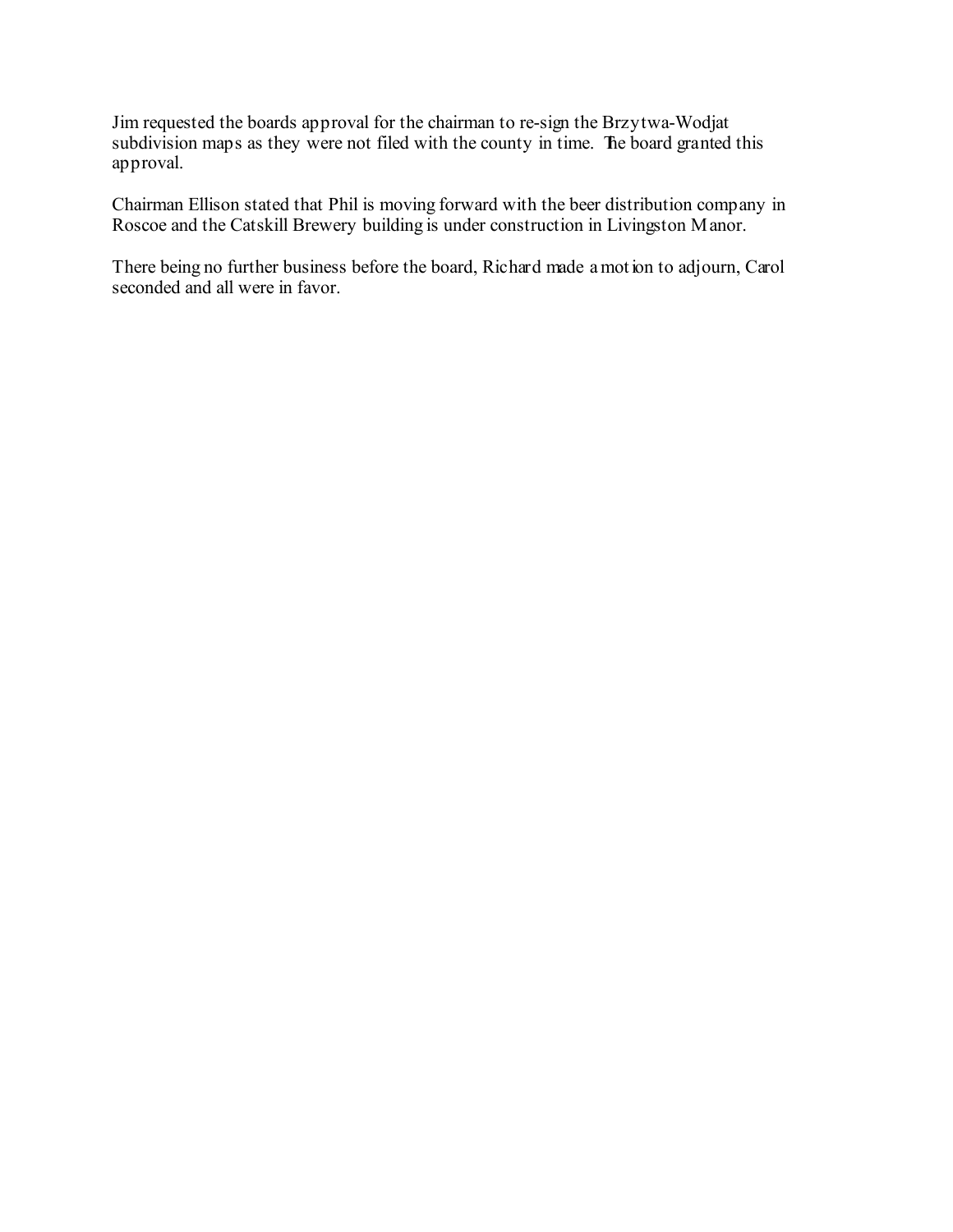Jim requested the boards approval for the chairman to re-sign the Brzytwa-Wodjat subdivision maps as they were not filed with the county in time. The board granted this approval.

Chairman Ellison stated that Phil is moving forward with the beer distribution company in Roscoe and the Catskill Brewery building is under construction in Livingston Manor.

There being no further business before the board, Richard made a motion to adjourn, Carol seconded and all were in favor.